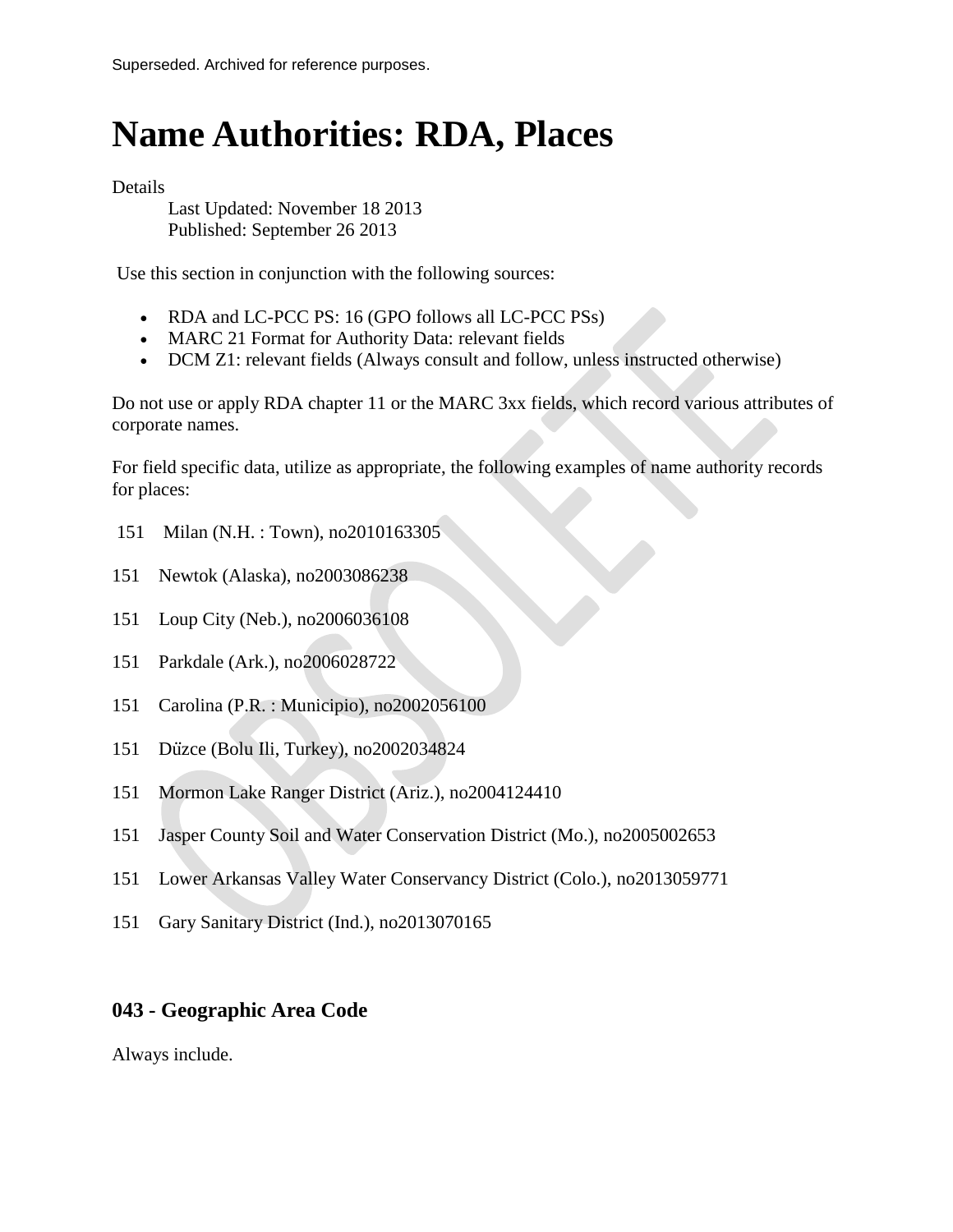Superseded. Archived for reference purposes.

# Name Authorities: RDA, Places

Details

Last Updated: November 18 2013
Published: September 26 2013

Use this section in conjunction with the following sources:

- RDA and LC-PCC PS: 16 (GPO follows all LC-PCC PSs)
- MARC 21 Format for Authority Data: relevant fields
- DCM Z1: relevant fields (Always consult and follow, unless instructed otherwise)

Do not use or apply RDA chapter 11 or the MARC 3xx fields, which record various attributes of corporate names.

For field specific data, utilize as appropriate, the following examples of name authority records for places:

151 Milan (N.H. : Town), no2010163305

151 Newtok (Alaska), no2003086238

151 Loup City (Neb.), no2006036108

151 Parkdale (Ark.), no2006028722

151 Carolina (P.R. : Municipio), no2002056100

151 Düzce (Bolu Ili, Turkey), no2002034824

151 Mormon Lake Ranger District (Ariz.), no2004124410

151 Jasper County Soil and Water Conservation District (Mo.), no2005002653

151 Lower Arkansas Valley Water Conservancy District (Colo.), no2013059771

151 Gary Sanitary District (Ind.), no2013070165

### 043 - Geographic Area Code

Always include.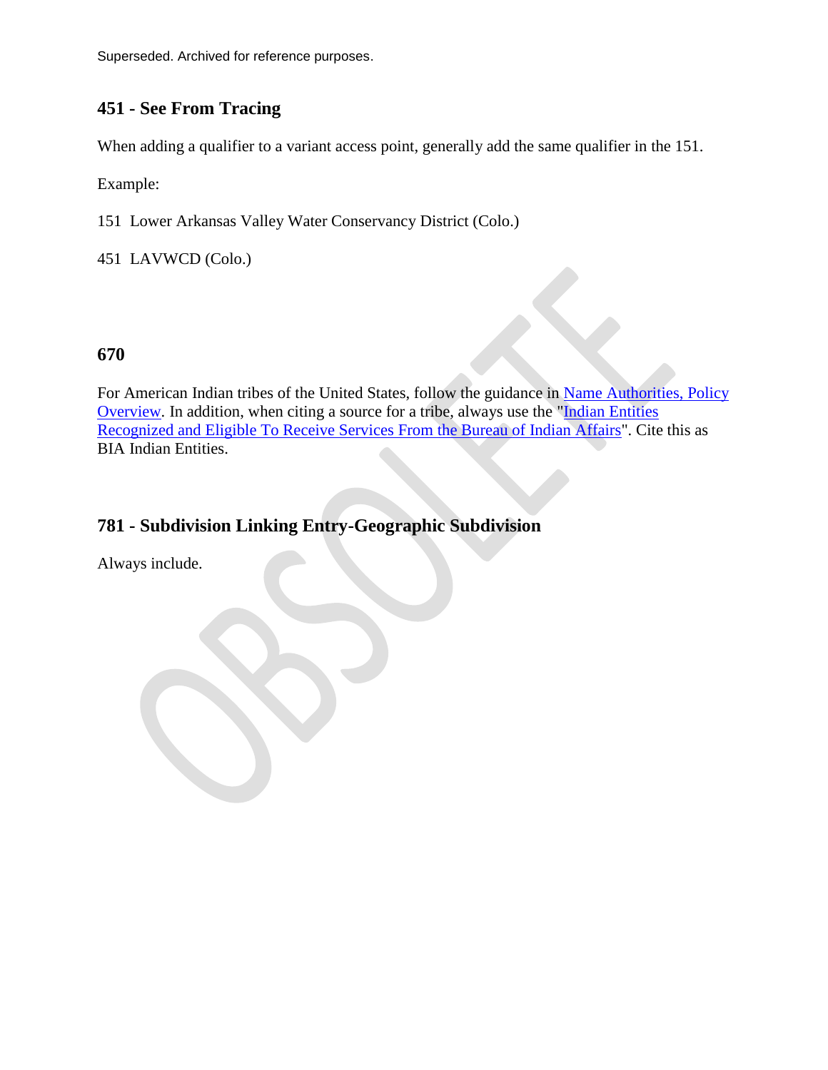Superseded. Archived for reference purposes.

## 451 - See From Tracing

When adding a qualifier to a variant access point, generally add the same qualifier in the 151.

Example:

151 Lower Arkansas Valley Water Conservancy District (Colo.)

451 LAVWCD (Colo.)

## 670

For American Indian tribes of the United States, follow the guidance in Name Authorities, Policy Overview. In addition, when citing a source for a tribe, always use the "Indian Entities Recognized and Eligible To Receive Services From the Bureau of Indian Affairs". Cite this as BIA Indian Entities.

## 781 - Subdivision Linking Entry-Geographic Subdivision

Always include.